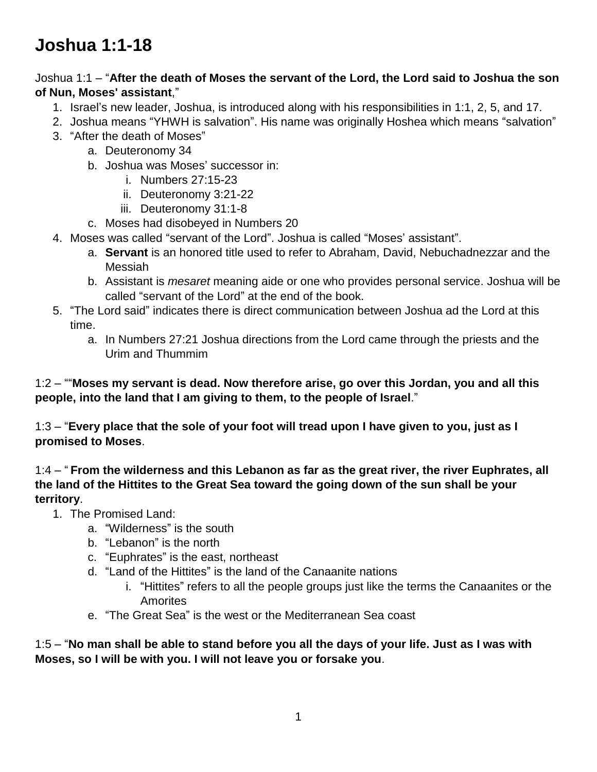# Joshua 1:1-18

Joshua 1:1 – "**After the death of Moses the servant of the Lord, the Lord said to Joshua the son of Nun, Moses' assistant**,"

1. Israel's new leader, Joshua, is introduced along with his responsibilities in 1:1, 2, 5, and 17.
2. Joshua means "YHWH is salvation". His name was originally Hoshea which means "salvation"
3. "After the death of Moses"
   a. Deuteronomy 34
   b. Joshua was Moses' successor in:
      i. Numbers 27:15-23
      ii. Deuteronomy 3:21-22
      iii. Deuteronomy 31:1-8
   c. Moses had disobeyed in Numbers 20
4. Moses was called "servant of the Lord". Joshua is called "Moses' assistant".
   a. **Servant** is an honored title used to refer to Abraham, David, Nebuchadnezzar and the Messiah
   b. Assistant is *mesaret* meaning aide or one who provides personal service. Joshua will be called "servant of the Lord" at the end of the book.
5. "The Lord said" indicates there is direct communication between Joshua ad the Lord at this time.
   a. In Numbers 27:21 Joshua directions from the Lord came through the priests and the Urim and Thummim

1:2 – ""**Moses my servant is dead. Now therefore arise, go over this Jordan, you and all this people, into the land that I am giving to them, to the people of Israel**."

1:3 – "**Every place that the sole of your foot will tread upon I have given to you, just as I promised to Moses**.

1:4 – " **From the wilderness and this Lebanon as far as the great river, the river Euphrates, all the land of the Hittites to the Great Sea toward the going down of the sun shall be your territory**.

1. The Promised Land:
   a. "Wilderness" is the south
   b. "Lebanon" is the north
   c. "Euphrates" is the east, northeast
   d. "Land of the Hittites" is the land of the Canaanite nations
      i. "Hittites" refers to all the people groups just like the terms the Canaanites or the Amorites
   e. "The Great Sea" is the west or the Mediterranean Sea coast

1:5 – "**No man shall be able to stand before you all the days of your life. Just as I was with Moses, so I will be with you. I will not leave you or forsake you**.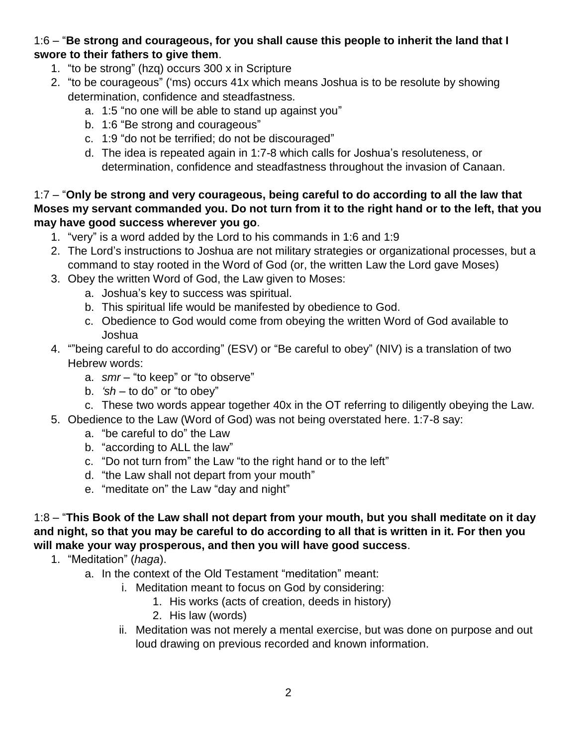1:6 – "**Be strong and courageous, for you shall cause this people to inherit the land that I swore to their fathers to give them**.

1. "to be strong" (hzq) occurs 300 x in Scripture
2. "to be courageous" ('ms) occurs 41x which means Joshua is to be resolute by showing determination, confidence and steadfastness.
    a. 1:5 "no one will be able to stand up against you"
    b. 1:6 "Be strong and courageous"
    c. 1:9 "do not be terrified; do not be discouraged"
    d. The idea is repeated again in 1:7-8 which calls for Joshua's resoluteness, or determination, confidence and steadfastness throughout the invasion of Canaan.

1:7 – "**Only be strong and very courageous, being careful to do according to all the law that Moses my servant commanded you. Do not turn from it to the right hand or to the left, that you may have good success wherever you go**.

1. "very" is a word added by the Lord to his commands in 1:6 and 1:9
2. The Lord's instructions to Joshua are not military strategies or organizational processes, but a command to stay rooted in the Word of God (or, the written Law the Lord gave Moses)
3. Obey the written Word of God, the Law given to Moses:
    a. Joshua's key to success was spiritual.
    b. This spiritual life would be manifested by obedience to God.
    c. Obedience to God would come from obeying the written Word of God available to Joshua
4. ""being careful to do according" (ESV) or "Be careful to obey" (NIV) is a translation of two Hebrew words:
    a. *smr* – "to keep" or "to observe"
    b. *'sh* – to do" or "to obey"
    c. These two words appear together 40x in the OT referring to diligently obeying the Law.
5. Obedience to the Law (Word of God) was not being overstated here. 1:7-8 say:
    a. "be careful to do" the Law
    b. "according to ALL the law"
    c. "Do not turn from" the Law "to the right hand or to the left"
    d. "the Law shall not depart from your mouth"
    e. "meditate on" the Law "day and night"

1:8 – "**This Book of the Law shall not depart from your mouth, but you shall meditate on it day and night, so that you may be careful to do according to all that is written in it. For then you will make your way prosperous, and then you will have good success**.

1. "Meditation" (*haga*).
    a. In the context of the Old Testament "meditation" meant:
        i. Meditation meant to focus on God by considering:
            1. His works (acts of creation, deeds in history)
            2. His law (words)
        ii. Meditation was not merely a mental exercise, but was done on purpose and out loud drawing on previous recorded and known information.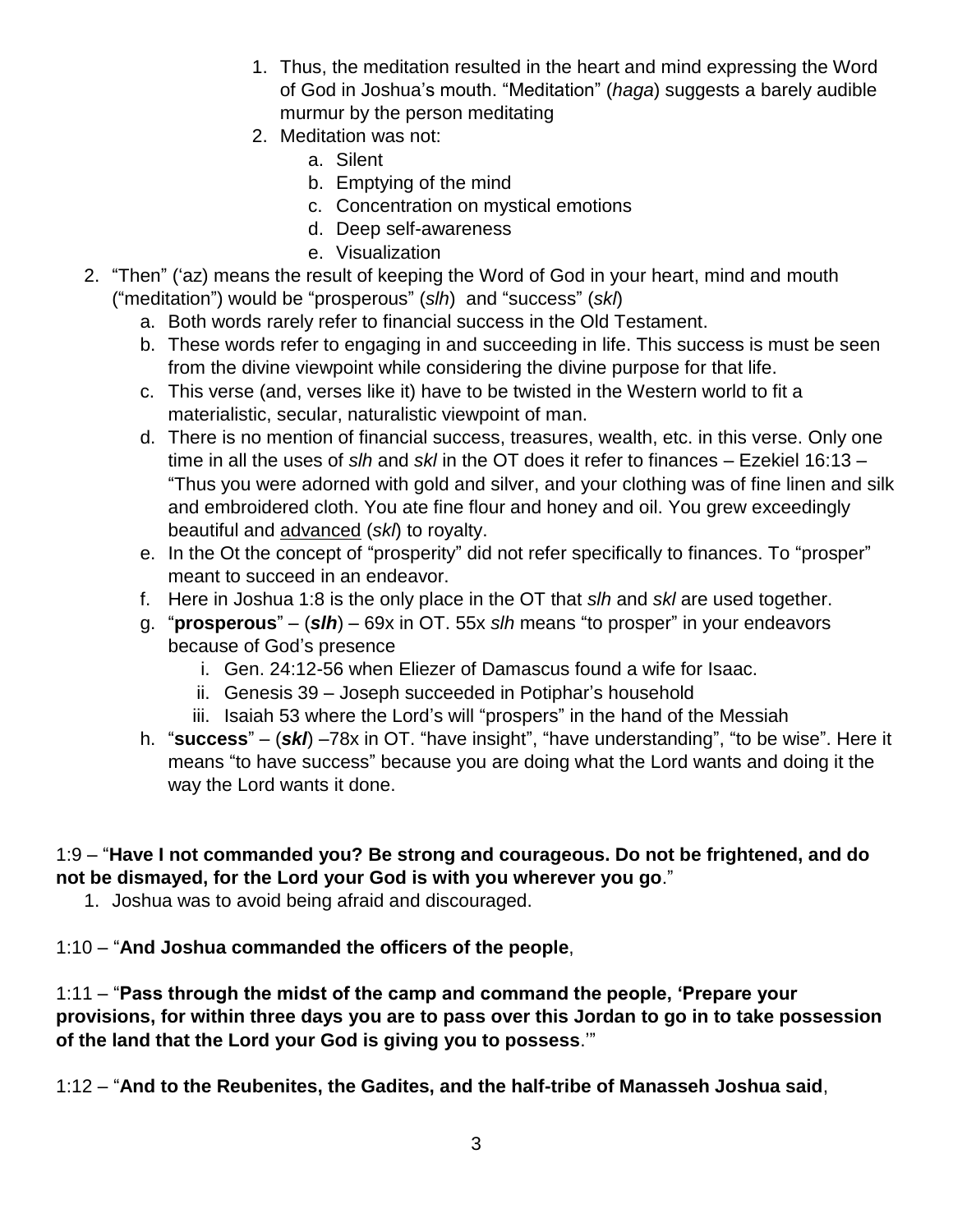1. Thus, the meditation resulted in the heart and mind expressing the Word of God in Joshua's mouth. "Meditation" (*haga*) suggests a barely audible murmur by the person meditating
   2. Meditation was not:
      a. Silent
      b. Emptying of the mind
      c. Concentration on mystical emotions
      d. Deep self-awareness
      e. Visualization
2. "Then" ('az) means the result of keeping the Word of God in your heart, mind and mouth ("meditation") would be "prosperous" (*slh*) and "success" (*skl*)
   a. Both words rarely refer to financial success in the Old Testament.
   b. These words refer to engaging in and succeeding in life. This success is must be seen from the divine viewpoint while considering the divine purpose for that life.
   c. This verse (and, verses like it) have to be twisted in the Western world to fit a materialistic, secular, naturalistic viewpoint of man.
   d. There is no mention of financial success, treasures, wealth, etc. in this verse. Only one time in all the uses of *slh* and *skl* in the OT does it refer to finances – Ezekiel 16:13 – "Thus you were adorned with gold and silver, and your clothing was of fine linen and silk and embroidered cloth. You ate fine flour and honey and oil. You grew exceedingly beautiful and <u>advanced</u> (*skl*) to royalty.
   e. In the Ot the concept of "prosperity" did not refer specifically to finances. To "prosper" meant to succeed in an endeavor.
   f. Here in Joshua 1:8 is the only place in the OT that *slh* and *skl* are used together.
   g. "**prosperous**" – (***slh***) – 69x in OT. 55x *slh* means "to prosper" in your endeavors because of God's presence
      i. Gen. 24:12-56 when Eliezer of Damascus found a wife for Isaac.
      ii. Genesis 39 – Joseph succeeded in Potiphar's household
      iii. Isaiah 53 where the Lord's will "prospers" in the hand of the Messiah
   h. "**success**" – (***skl***) –78x in OT. "have insight", "have understanding", "to be wise". Here it means "to have success" because you are doing what the Lord wants and doing it the way the Lord wants it done.

1:9 – "**Have I not commanded you? Be strong and courageous. Do not be frightened, and do not be dismayed, for the Lord your God is with you wherever you go**."

1. Joshua was to avoid being afraid and discouraged.

1:10 – "**And Joshua commanded the officers of the people**,

1:11 – "**Pass through the midst of the camp and command the people, 'Prepare your provisions, for within three days you are to pass over this Jordan to go in to take possession of the land that the Lord your God is giving you to possess**.'"

1:12 – "**And to the Reubenites, the Gadites, and the half-tribe of Manasseh Joshua said**,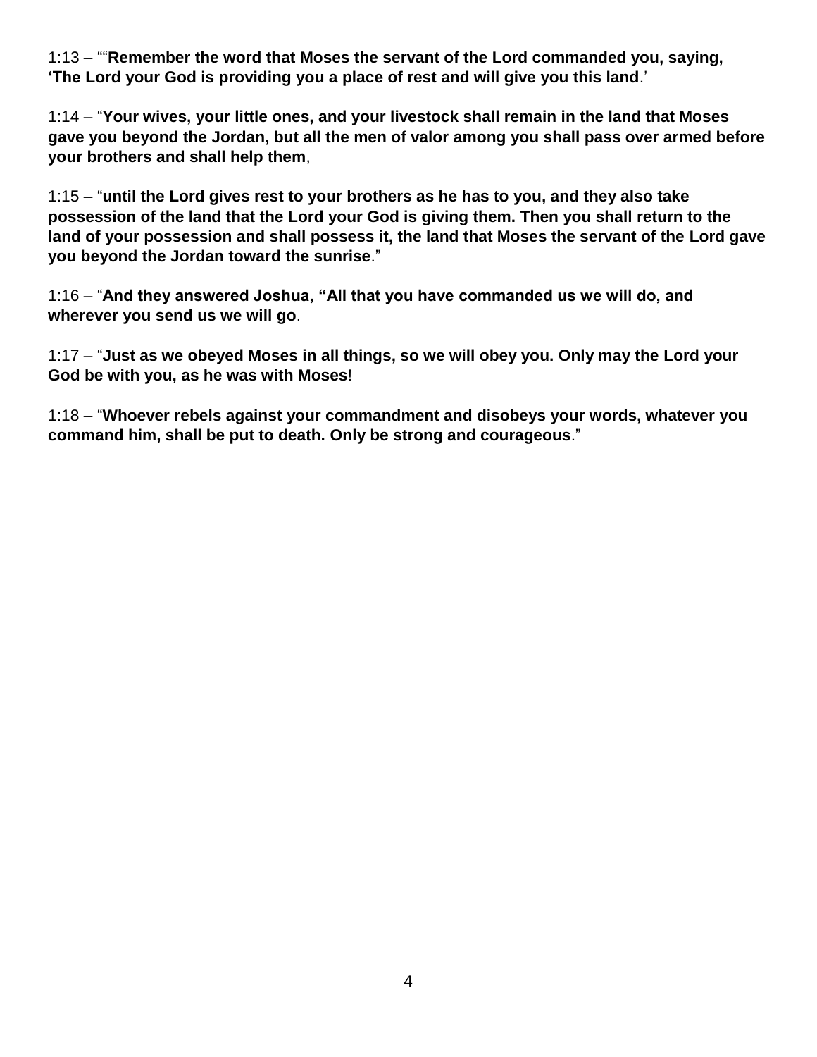1:13 – ""**Remember the word that Moses the servant of the Lord commanded you, saying, 'The Lord your God is providing you a place of rest and will give you this land**.'

1:14 – "**Your wives, your little ones, and your livestock shall remain in the land that Moses gave you beyond the Jordan, but all the men of valor among you shall pass over armed before your brothers and shall help them**,

1:15 – "**until the Lord gives rest to your brothers as he has to you, and they also take possession of the land that the Lord your God is giving them. Then you shall return to the land of your possession and shall possess it, the land that Moses the servant of the Lord gave you beyond the Jordan toward the sunrise**."

1:16 – "**And they answered Joshua, "All that you have commanded us we will do, and wherever you send us we will go**.

1:17 – "**Just as we obeyed Moses in all things, so we will obey you. Only may the Lord your God be with you, as he was with Moses**!

1:18 – "**Whoever rebels against your commandment and disobeys your words, whatever you command him, shall be put to death. Only be strong and courageous**."